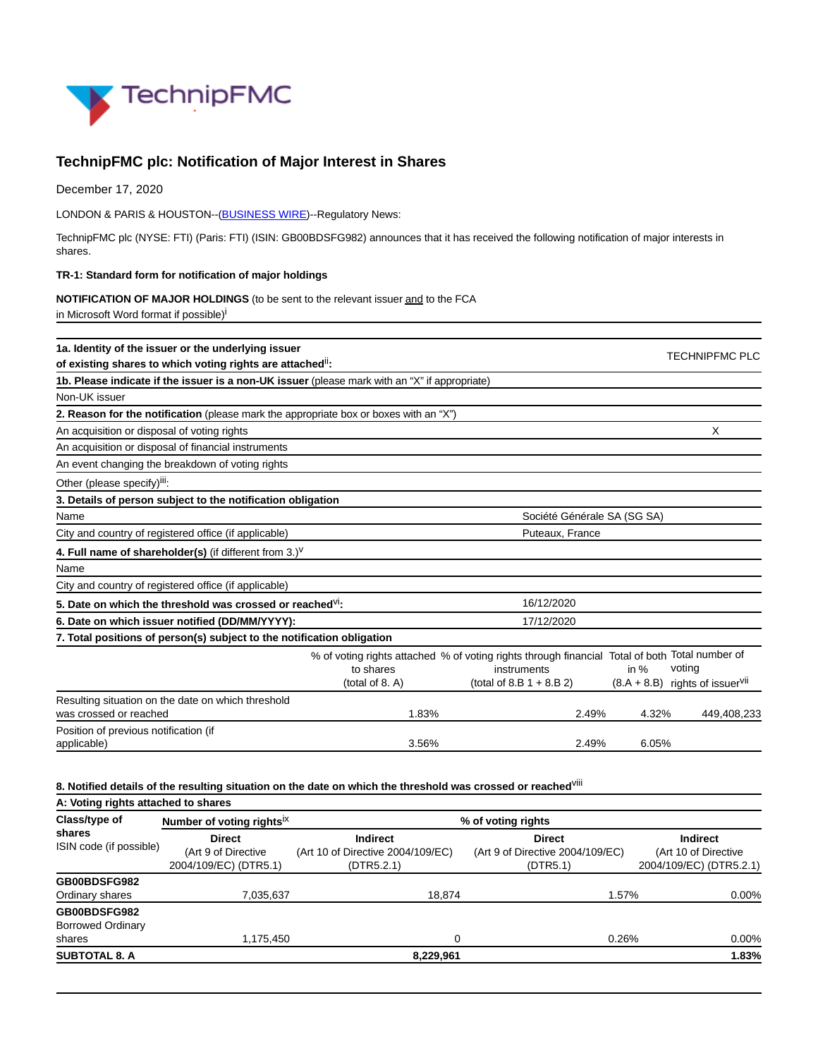# TechnipFMC plc: Notification of Major Interest in Shares

December 17, 2020

LONDON & PARIS & HOUSTON--(BUSINESS WIRE)--Regulatory News:

TechnipFMC plc (NYSE: FTI) (Paris: FTI) (ISIN: GB00BDSFG982) announces that it has received the following notification of major interests in shares.

**TR-1: Standard form for notification of major holdings**

**NOTIFICATION OF MAJOR HOLDINGS** (to be sent to the relevant issuer and to the FCA in Microsoft Word format if possible)[i]

| | |
|---|---|
| **1a. Identity of the issuer or the underlying issuer of existing shares to which voting rights are attached**[ii]**:** | TECHNIPFMC PLC |
| **1b. Please indicate if the issuer is a non-UK issuer** (please mark with an "X" if appropriate) | |
| Non-UK issuer | |
| **2. Reason for the notification** (please mark the appropriate box or boxes with an "X") | |
| An acquisition or disposal of voting rights | X |
| An acquisition or disposal of financial instruments | |
| An event changing the breakdown of voting rights | |
| Other (please specify)[iii]: | |
| **3. Details of person subject to the notification obligation** | |
| Name | Société Générale SA (SG SA) |
| City and country of registered office (if applicable) | Puteaux, France |
| **4. Full name of shareholder(s)** (if different from 3.)[v] | |
| Name | |
| City and country of registered office (if applicable) | |
| **5. Date on which the threshold was crossed or reached**[vi]**:** | 16/12/2020 |
| **6. Date on which issuer notified (DD/MM/YYYY):** | 17/12/2020 |

**7. Total positions of person(s) subject to the notification obligation**

| | % of voting rights attached to shares (total of 8. A) | % of voting rights through financial instruments (total of 8.B 1 + 8.B 2) | Total of both in % (8.A + 8.B) | Total number of voting rights of issuer[vii] |
|---|---|---|---|---|
| Resulting situation on the date on which threshold was crossed or reached | 1.83% | 2.49% | 4.32% | 449,408,233 |
| Position of previous notification (if applicable) | 3.56% | 2.49% | 6.05% | |

**8. Notified details of the resulting situation on the date on which the threshold was crossed or reached**[viii]

**A: Voting rights attached to shares**

| Class/type of shares ISIN code (if possible) | Number of voting rights[ix] | | % of voting rights | |
|---|---|---|---|---|
| | Direct (Art 9 of Directive 2004/109/EC) (DTR5.1) | Indirect (Art 10 of Directive 2004/109/EC) (DTR5.2.1) | Direct (Art 9 of Directive 2004/109/EC) (DTR5.1) | Indirect (Art 10 of Directive 2004/109/EC) (DTR5.2.1) |
| **GB00BDSFG982** Ordinary shares | 7,035,637 | 18,874 | 1.57% | 0.00% |
| **GB00BDSFG982** Borrowed Ordinary shares | 1,175,450 | 0 | 0.26% | 0.00% |
| **SUBTOTAL 8. A** | | **8,229,961** | | **1.83%** |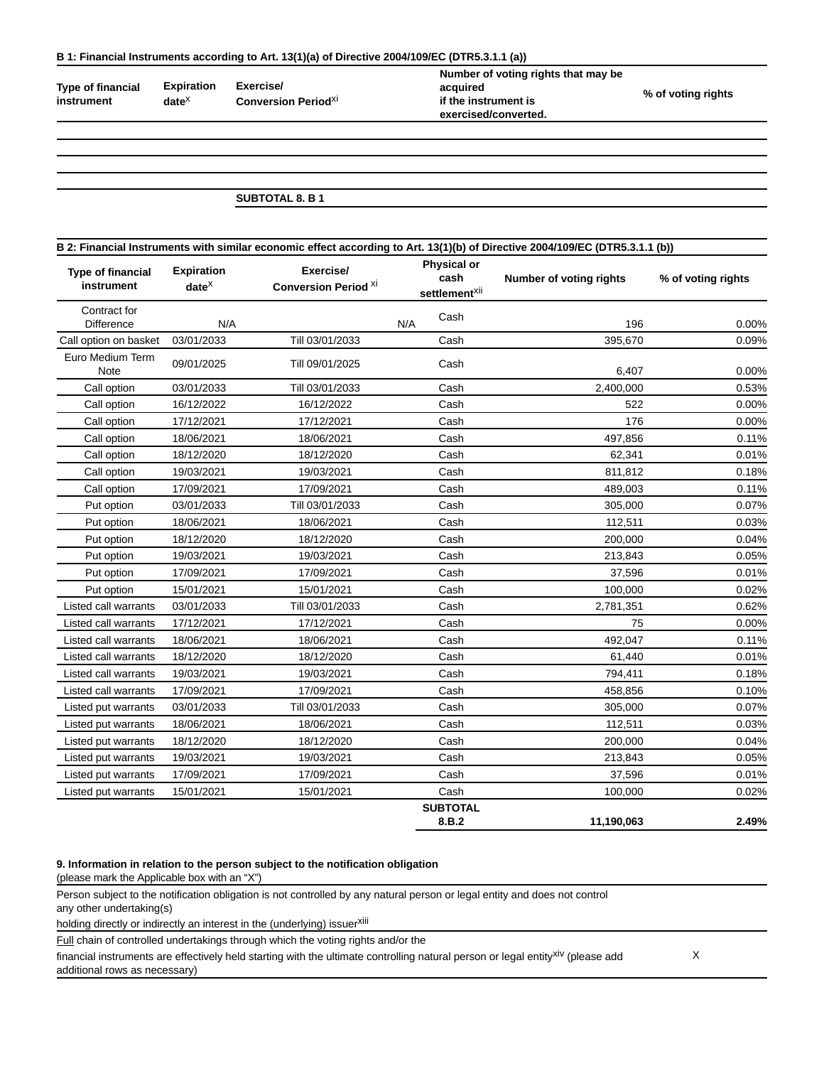**B 1: Financial Instruments according to Art. 13(1)(a) of Directive 2004/109/EC (DTR5.3.1.1 (a))**

| Type of financial instrument | Expiration date[x] | Exercise/ Conversion Period[xi] | Number of voting rights that may be acquired if the instrument is exercised/converted. | % of voting rights |
|---|---|---|---|---|
| | | | | |
| | | | | |
| | | | | |
| | | | | |
| | | **SUBTOTAL 8. B 1** | | |

**B 2: Financial Instruments with similar economic effect according to Art. 13(1)(b) of Directive 2004/109/EC (DTR5.3.1.1 (b))**

| Type of financial instrument | Expiration date[x] | Exercise/ Conversion Period [xi] | Physical or cash settlement[xii] | Number of voting rights | % of voting rights |
|---|---|---|---|---|---|
| Contract for Difference | N/A | N/A | Cash | 196 | 0.00% |
| Call option on basket | 03/01/2033 | Till 03/01/2033 | Cash | 395,670 | 0.09% |
| Euro Medium Term Note | 09/01/2025 | Till 09/01/2025 | Cash | 6,407 | 0.00% |
| Call option | 03/01/2033 | Till 03/01/2033 | Cash | 2,400,000 | 0.53% |
| Call option | 16/12/2022 | 16/12/2022 | Cash | 522 | 0.00% |
| Call option | 17/12/2021 | 17/12/2021 | Cash | 176 | 0.00% |
| Call option | 18/06/2021 | 18/06/2021 | Cash | 497,856 | 0.11% |
| Call option | 18/12/2020 | 18/12/2020 | Cash | 62,341 | 0.01% |
| Call option | 19/03/2021 | 19/03/2021 | Cash | 811,812 | 0.18% |
| Call option | 17/09/2021 | 17/09/2021 | Cash | 489,003 | 0.11% |
| Put option | 03/01/2033 | Till 03/01/2033 | Cash | 305,000 | 0.07% |
| Put option | 18/06/2021 | 18/06/2021 | Cash | 112,511 | 0.03% |
| Put option | 18/12/2020 | 18/12/2020 | Cash | 200,000 | 0.04% |
| Put option | 19/03/2021 | 19/03/2021 | Cash | 213,843 | 0.05% |
| Put option | 17/09/2021 | 17/09/2021 | Cash | 37,596 | 0.01% |
| Put option | 15/01/2021 | 15/01/2021 | Cash | 100,000 | 0.02% |
| Listed call warrants | 03/01/2033 | Till 03/01/2033 | Cash | 2,781,351 | 0.62% |
| Listed call warrants | 17/12/2021 | 17/12/2021 | Cash | 75 | 0.00% |
| Listed call warrants | 18/06/2021 | 18/06/2021 | Cash | 492,047 | 0.11% |
| Listed call warrants | 18/12/2020 | 18/12/2020 | Cash | 61,440 | 0.01% |
| Listed call warrants | 19/03/2021 | 19/03/2021 | Cash | 794,411 | 0.18% |
| Listed call warrants | 17/09/2021 | 17/09/2021 | Cash | 458,856 | 0.10% |
| Listed put warrants | 03/01/2033 | Till 03/01/2033 | Cash | 305,000 | 0.07% |
| Listed put warrants | 18/06/2021 | 18/06/2021 | Cash | 112,511 | 0.03% |
| Listed put warrants | 18/12/2020 | 18/12/2020 | Cash | 200,000 | 0.04% |
| Listed put warrants | 19/03/2021 | 19/03/2021 | Cash | 213,843 | 0.05% |
| Listed put warrants | 17/09/2021 | 17/09/2021 | Cash | 37,596 | 0.01% |
| Listed put warrants | 15/01/2021 | 15/01/2021 | Cash | 100,000 | 0.02% |
| | | | **SUBTOTAL 8.B.2** | **11,190,063** | **2.49%** |

**9. Information in relation to the person subject to the notification obligation**
(please mark the Applicable box with an "X")

| | |
|---|---|
| Person subject to the notification obligation is not controlled by any natural person or legal entity and does not control any other undertaking(s) holding directly or indirectly an interest in the (underlying) issuer[xiii] | |
| Full chain of controlled undertakings through which the voting rights and/or the financial instruments are effectively held starting with the ultimate controlling natural person or legal entity[xiv] (please add additional rows as necessary) | X |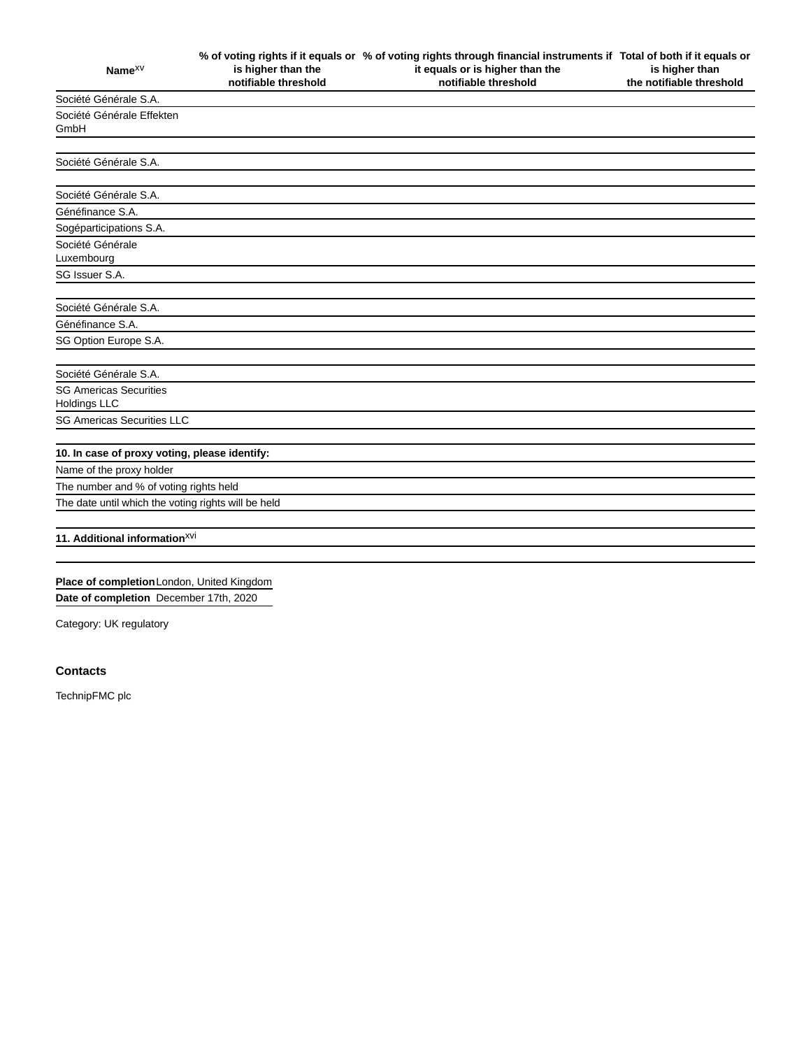| Name[XV] | % of voting rights if it equals or is higher than the notifiable threshold | % of voting rights through financial instruments if it equals or is higher than the notifiable threshold | Total of both if it equals or is higher than the notifiable threshold |
|---|---|---|---|
| Société Générale S.A. | | | |
| Société Générale Effekten GmbH | | | |
| | | | |
| Société Générale S.A. | | | |
| | | | |
| Société Générale S.A. | | | |
| Généfinance S.A. | | | |
| Sogéparticipations S.A. | | | |
| Société Générale Luxembourg | | | |
| SG Issuer S.A. | | | |
| | | | |
| Société Générale S.A. | | | |
| Généfinance S.A. | | | |
| SG Option Europe S.A. | | | |
| | | | |
| Société Générale S.A. | | | |
| SG Americas Securities Holdings LLC | | | |
| SG Americas Securities LLC | | | |

| **10. In case of proxy voting, please identify:** | |
|---|---|
| Name of the proxy holder | |
| The number and % of voting rights held | |
| The date until which the voting rights will be held | |

| **11. Additional information**[xvi] |
|---|
| |

| | |
|---|---|
| **Place of completion** | London, United Kingdom |
| **Date of completion** | December 17th, 2020 |

Category: UK regulatory

### Contacts

TechnipFMC plc